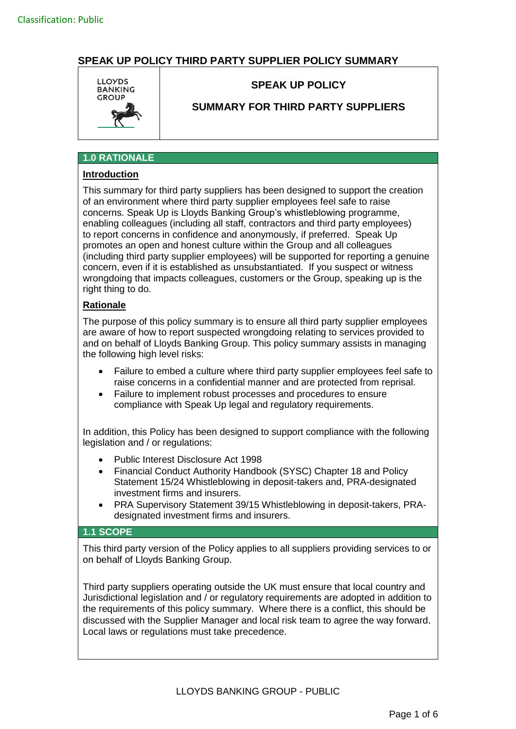Classification: Public

# SPEAK UP POLICY THIRD PARTY SUPPLIER POLICY SUMMARY

LLOYDS BANKING GROUP

## SPEAK UP POLICY

## SUMMARY FOR THIRD PARTY SUPPLIERS

## 1.0 RATIONALE

### Introduction

This summary for third party suppliers has been designed to support the creation of an environment where third party supplier employees feel safe to raise concerns. Speak Up is Lloyds Banking Group's whistleblowing programme, enabling colleagues (including all staff, contractors and third party employees) to report concerns in confidence and anonymously, if preferred. Speak Up promotes an open and honest culture within the Group and all colleagues (including third party supplier employees) will be supported for reporting a genuine concern, even if it is established as unsubstantiated. If you suspect or witness wrongdoing that impacts colleagues, customers or the Group, speaking up is the right thing to do.

### Rationale

The purpose of this policy summary is to ensure all third party supplier employees are aware of how to report suspected wrongdoing relating to services provided to and on behalf of Lloyds Banking Group. This policy summary assists in managing the following high level risks:

- Failure to embed a culture where third party supplier employees feel safe to raise concerns in a confidential manner and are protected from reprisal.
- Failure to implement robust processes and procedures to ensure compliance with Speak Up legal and regulatory requirements.

In addition, this Policy has been designed to support compliance with the following legislation and / or regulations:

- Public Interest Disclosure Act 1998
- Financial Conduct Authority Handbook (SYSC) Chapter 18 and Policy Statement 15/24 Whistleblowing in deposit-takers and, PRA-designated investment firms and insurers.
- PRA Supervisory Statement 39/15 Whistleblowing in deposit-takers, PRA-designated investment firms and insurers.

## 1.1 SCOPE

This third party version of the Policy applies to all suppliers providing services to or on behalf of Lloyds Banking Group.

Third party suppliers operating outside the UK must ensure that local country and Jurisdictional legislation and / or regulatory requirements are adopted in addition to the requirements of this policy summary. Where there is a conflict, this should be discussed with the Supplier Manager and local risk team to agree the way forward. Local laws or regulations must take precedence.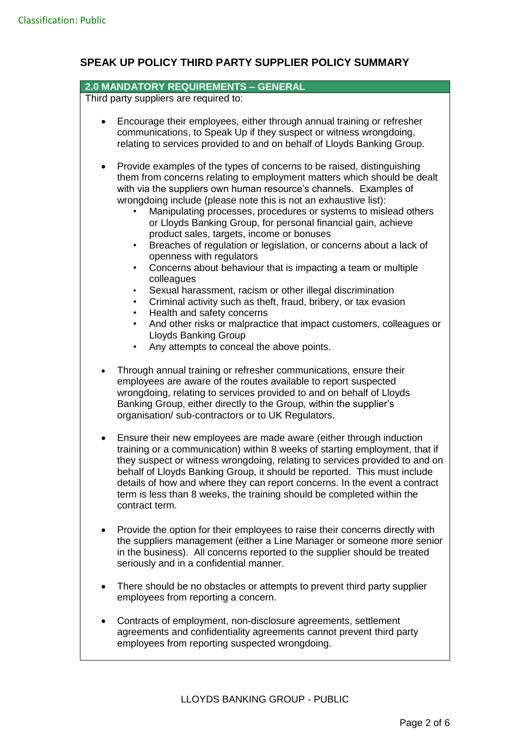# SPEAK UP POLICY THIRD PARTY SUPPLIER POLICY SUMMARY

## 2.0 MANDATORY REQUIREMENTS – GENERAL

Third party suppliers are required to:

- Encourage their employees, either through annual training or refresher communications, to Speak Up if they suspect or witness wrongdoing, relating to services provided to and on behalf of Lloyds Banking Group.
- Provide examples of the types of concerns to be raised, distinguishing them from concerns relating to employment matters which should be dealt with via the suppliers own human resource's channels. Examples of wrongdoing include (please note this is not an exhaustive list):
  - Manipulating processes, procedures or systems to mislead others or Lloyds Banking Group, for personal financial gain, achieve product sales, targets, income or bonuses
  - Breaches of regulation or legislation, or concerns about a lack of openness with regulators
  - Concerns about behaviour that is impacting a team or multiple colleagues
  - Sexual harassment, racism or other illegal discrimination
  - Criminal activity such as theft, fraud, bribery, or tax evasion
  - Health and safety concerns
  - And other risks or malpractice that impact customers, colleagues or Lloyds Banking Group
  - Any attempts to conceal the above points.
- Through annual training or refresher communications, ensure their employees are aware of the routes available to report suspected wrongdoing, relating to services provided to and on behalf of Lloyds Banking Group, either directly to the Group, within the supplier's organisation/ sub-contractors or to UK Regulators.
- Ensure their new employees are made aware (either through induction training or a communication) within 8 weeks of starting employment, that if they suspect or witness wrongdoing, relating to services provided to and on behalf of Lloyds Banking Group, it should be reported. This must include details of how and where they can report concerns. In the event a contract term is less than 8 weeks, the training should be completed within the contract term.
- Provide the option for their employees to raise their concerns directly with the suppliers management (either a Line Manager or someone more senior in the business). All concerns reported to the supplier should be treated seriously and in a confidential manner.
- There should be no obstacles or attempts to prevent third party supplier employees from reporting a concern.
- Contracts of employment, non-disclosure agreements, settlement agreements and confidentiality agreements cannot prevent third party employees from reporting suspected wrongdoing.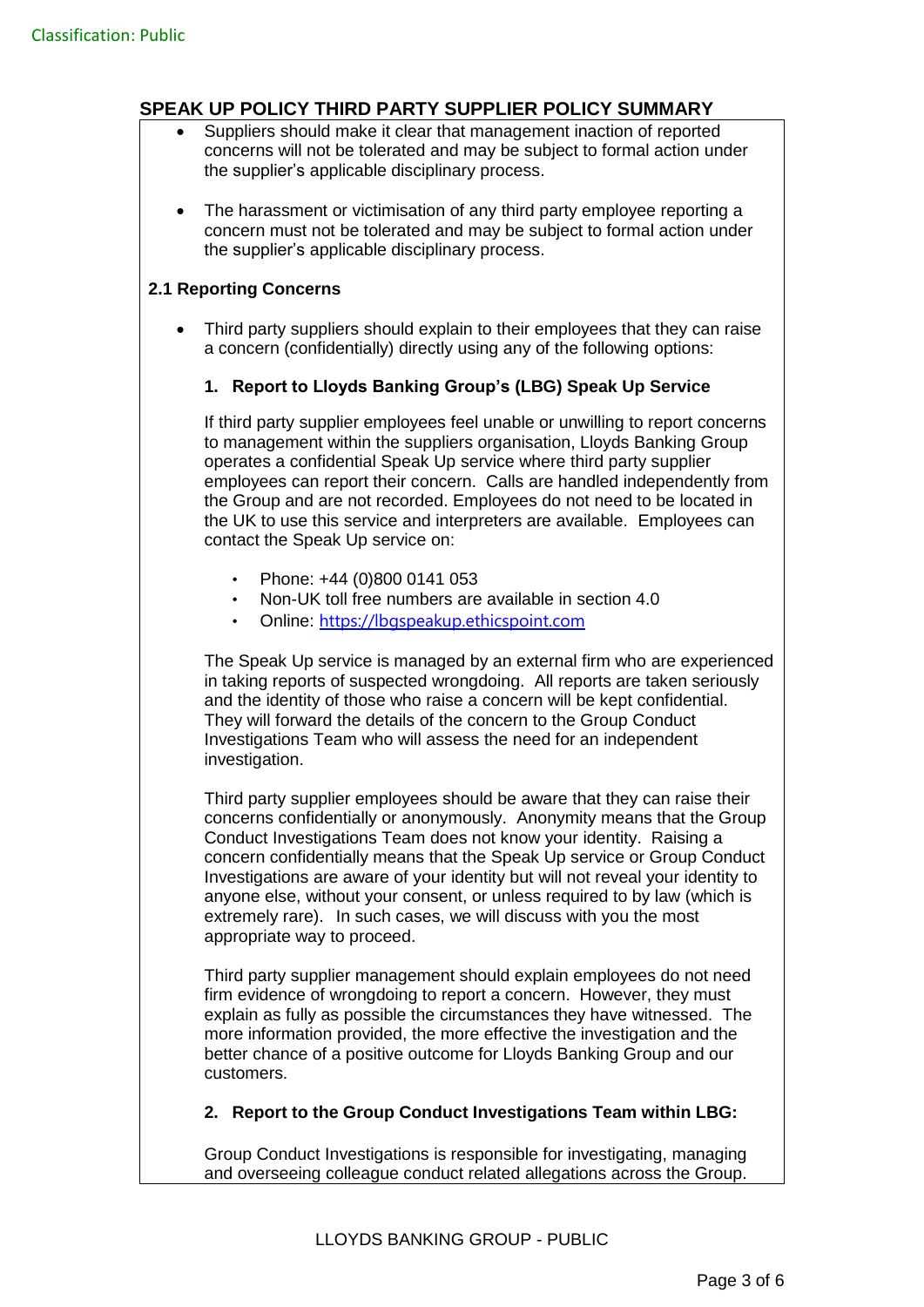## SPEAK UP POLICY THIRD PARTY SUPPLIER POLICY SUMMARY

- Suppliers should make it clear that management inaction of reported concerns will not be tolerated and may be subject to formal action under the supplier's applicable disciplinary process.
- The harassment or victimisation of any third party employee reporting a concern must not be tolerated and may be subject to formal action under the supplier's applicable disciplinary process.

### 2.1 Reporting Concerns

- Third party suppliers should explain to their employees that they can raise a concern (confidentially) directly using any of the following options:

**1. Report to Lloyds Banking Group's (LBG) Speak Up Service**

If third party supplier employees feel unable or unwilling to report concerns to management within the suppliers organisation, Lloyds Banking Group operates a confidential Speak Up service where third party supplier employees can report their concern. Calls are handled independently from the Group and are not recorded. Employees do not need to be located in the UK to use this service and interpreters are available. Employees can contact the Speak Up service on:

- Phone: +44 (0)800 0141 053
- Non-UK toll free numbers are available in section 4.0
- Online: https://lbgspeakup.ethicspoint.com

The Speak Up service is managed by an external firm who are experienced in taking reports of suspected wrongdoing. All reports are taken seriously and the identity of those who raise a concern will be kept confidential. They will forward the details of the concern to the Group Conduct Investigations Team who will assess the need for an independent investigation.

Third party supplier employees should be aware that they can raise their concerns confidentially or anonymously. Anonymity means that the Group Conduct Investigations Team does not know your identity. Raising a concern confidentially means that the Speak Up service or Group Conduct Investigations are aware of your identity but will not reveal your identity to anyone else, without your consent, or unless required to by law (which is extremely rare). In such cases, we will discuss with you the most appropriate way to proceed.

Third party supplier management should explain employees do not need firm evidence of wrongdoing to report a concern. However, they must explain as fully as possible the circumstances they have witnessed. The more information provided, the more effective the investigation and the better chance of a positive outcome for Lloyds Banking Group and our customers.

**2. Report to the Group Conduct Investigations Team within LBG:**

Group Conduct Investigations is responsible for investigating, managing and overseeing colleague conduct related allegations across the Group.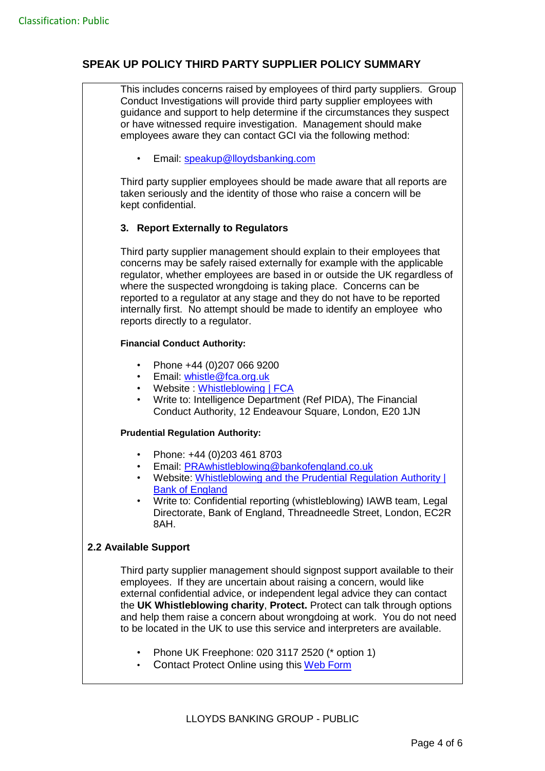## SPEAK UP POLICY THIRD PARTY SUPPLIER POLICY SUMMARY

This includes concerns raised by employees of third party suppliers. Group Conduct Investigations will provide third party supplier employees with guidance and support to help determine if the circumstances they suspect or have witnessed require investigation. Management should make employees aware they can contact GCI via the following method:

- Email: speakup@lloydsbanking.com

Third party supplier employees should be made aware that all reports are taken seriously and the identity of those who raise a concern will be kept confidential.

### 3. Report Externally to Regulators

Third party supplier management should explain to their employees that concerns may be safely raised externally for example with the applicable regulator, whether employees are based in or outside the UK regardless of where the suspected wrongdoing is taking place. Concerns can be reported to a regulator at any stage and they do not have to be reported internally first. No attempt should be made to identify an employee who reports directly to a regulator.

**Financial Conduct Authority:**

- Phone +44 (0)207 066 9200
- Email: whistle@fca.org.uk
- Website : Whistleblowing | FCA
- Write to: Intelligence Department (Ref PIDA), The Financial Conduct Authority, 12 Endeavour Square, London, E20 1JN

**Prudential Regulation Authority:**

- Phone: +44 (0)203 461 8703
- Email: PRAwhistleblowing@bankofengland.co.uk
- Website: Whistleblowing and the Prudential Regulation Authority | Bank of England
- Write to: Confidential reporting (whistleblowing) IAWB team, Legal Directorate, Bank of England, Threadneedle Street, London, EC2R 8AH.

### 2.2 Available Support

Third party supplier management should signpost support available to their employees. If they are uncertain about raising a concern, would like external confidential advice, or independent legal advice they can contact the **UK Whistleblowing charity**, **Protect.** Protect can talk through options and help them raise a concern about wrongdoing at work. You do not need to be located in the UK to use this service and interpreters are available.

- Phone UK Freephone: 020 3117 2520 (* option 1)
- Contact Protect Online using this Web Form

LLOYDS BANKING GROUP - PUBLIC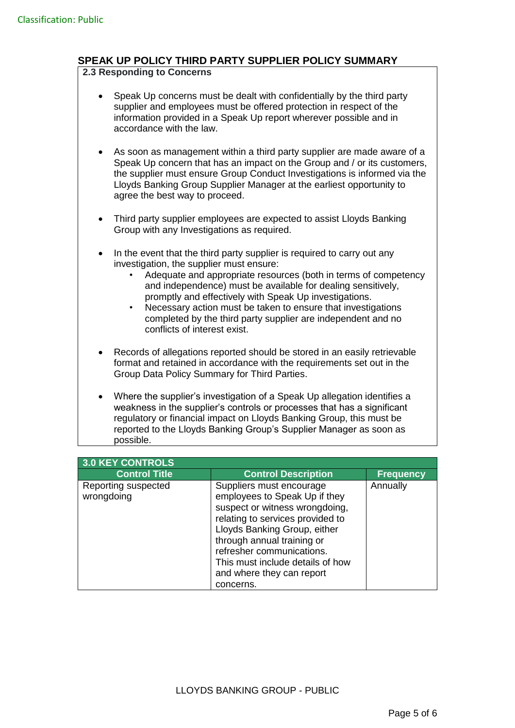## SPEAK UP POLICY THIRD PARTY SUPPLIER POLICY SUMMARY

### 2.3 Responding to Concerns

- Speak Up concerns must be dealt with confidentially by the third party supplier and employees must be offered protection in respect of the information provided in a Speak Up report wherever possible and in accordance with the law.

- As soon as management within a third party supplier are made aware of a Speak Up concern that has an impact on the Group and / or its customers, the supplier must ensure Group Conduct Investigations is informed via the Lloyds Banking Group Supplier Manager at the earliest opportunity to agree the best way to proceed.

- Third party supplier employees are expected to assist Lloyds Banking Group with any Investigations as required.

- In the event that the third party supplier is required to carry out any investigation, the supplier must ensure:
  - Adequate and appropriate resources (both in terms of competency and independence) must be available for dealing sensitively, promptly and effectively with Speak Up investigations.
  - Necessary action must be taken to ensure that investigations completed by the third party supplier are independent and no conflicts of interest exist.

- Records of allegations reported should be stored in an easily retrievable format and retained in accordance with the requirements set out in the Group Data Policy Summary for Third Parties.

- Where the supplier's investigation of a Speak Up allegation identifies a weakness in the supplier's controls or processes that has a significant regulatory or financial impact on Lloyds Banking Group, this must be reported to the Lloyds Banking Group's Supplier Manager as soon as possible.

### 3.0 KEY CONTROLS

| Control Title | Control Description | Frequency |
|---|---|---|
| Reporting suspected wrongdoing | Suppliers must encourage employees to Speak Up if they suspect or witness wrongdoing, relating to services provided to Lloyds Banking Group, either through annual training or refresher communications. This must include details of how and where they can report concerns. | Annually |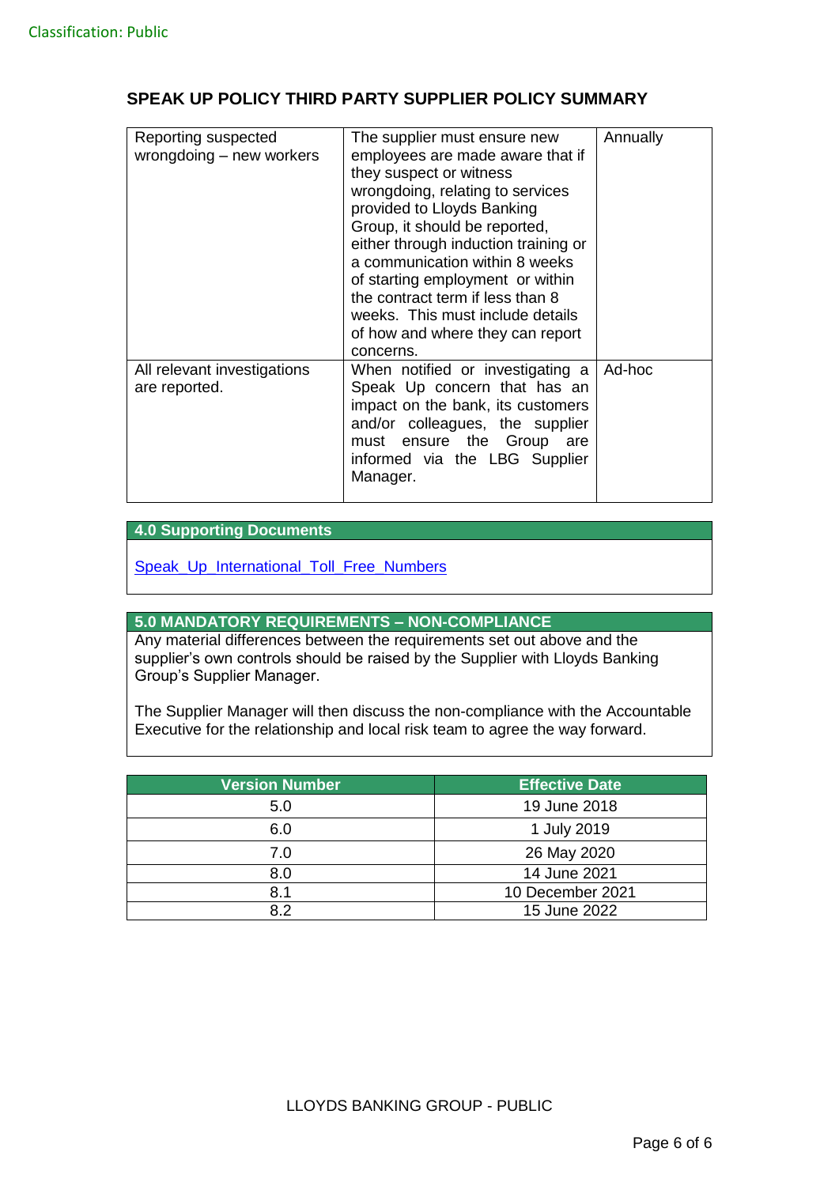Classification: Public

## SPEAK UP POLICY THIRD PARTY SUPPLIER POLICY SUMMARY

| | | |
|---|---|---|
| Reporting suspected wrongdoing – new workers | The supplier must ensure new employees are made aware that if they suspect or witness wrongdoing, relating to services provided to Lloyds Banking Group, it should be reported, either through induction training or a communication within 8 weeks of starting employment or within the contract term if less than 8 weeks. This must include details of how and where they can report concerns. | Annually |
| All relevant investigations are reported. | When notified or investigating a Speak Up concern that has an impact on the bank, its customers and/or colleagues, the supplier must ensure the Group are informed via the LBG Supplier Manager. | Ad-hoc |

### 4.0 Supporting Documents

Speak_Up_International_Toll_Free_Numbers

### 5.0 MANDATORY REQUIREMENTS – NON-COMPLIANCE

Any material differences between the requirements set out above and the supplier's own controls should be raised by the Supplier with Lloyds Banking Group's Supplier Manager.

The Supplier Manager will then discuss the non-compliance with the Accountable Executive for the relationship and local risk team to agree the way forward.

| Version Number | Effective Date |
|---|---|
| 5.0 | 19 June 2018 |
| 6.0 | 1 July 2019 |
| 7.0 | 26 May 2020 |
| 8.0 | 14 June 2021 |
| 8.1 | 10 December 2021 |
| 8.2 | 15 June 2022 |

LLOYDS BANKING GROUP - PUBLIC